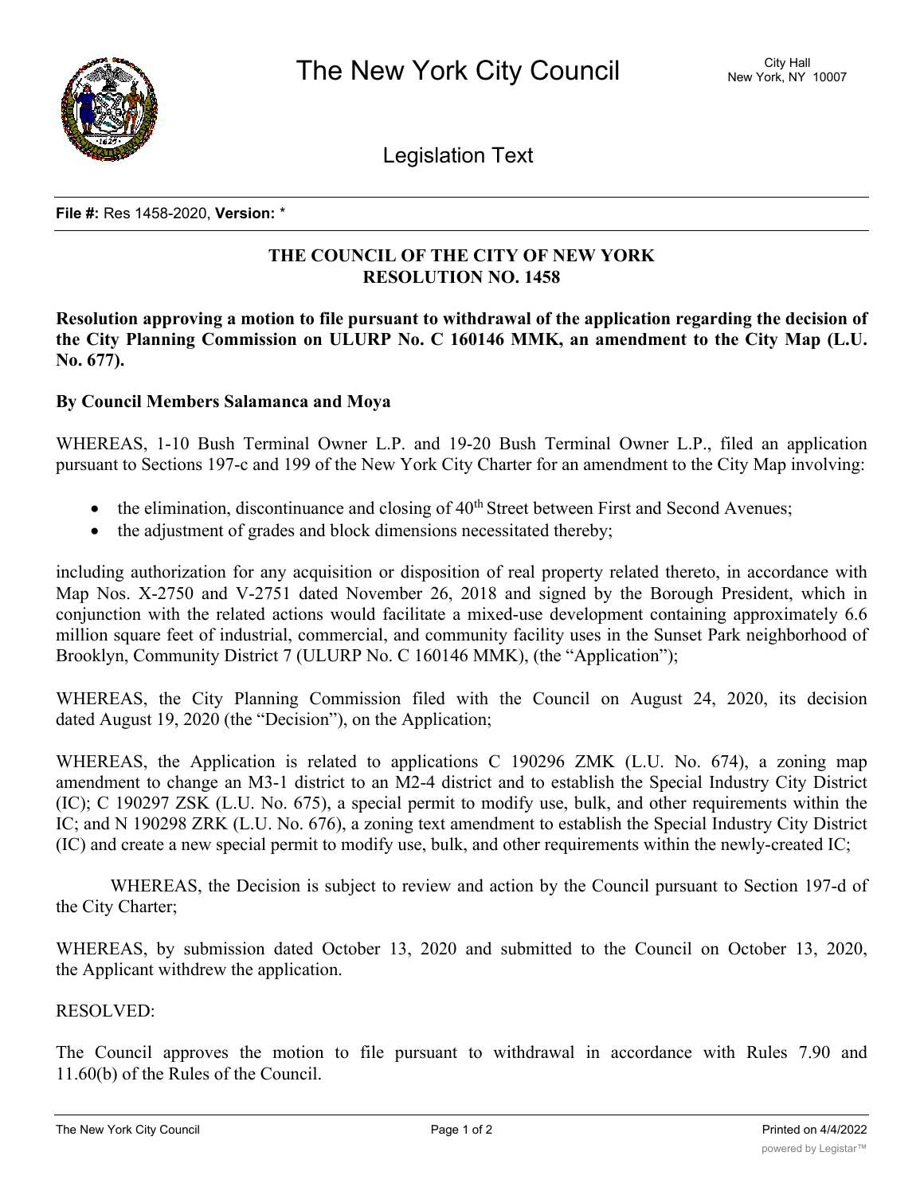# The New York City Council

City Hall
New York, NY 10007

## Legislation Text

**File #:** Res 1458-2020, **Version:** *

**THE COUNCIL OF THE CITY OF NEW YORK**
**RESOLUTION NO. 1458**

**Resolution approving a motion to file pursuant to withdrawal of the application regarding the decision of the City Planning Commission on ULURP No. C 160146 MMK, an amendment to the City Map (L.U. No. 677).**

**By Council Members Salamanca and Moya**

WHEREAS, 1-10 Bush Terminal Owner L.P. and 19-20 Bush Terminal Owner L.P., filed an application pursuant to Sections 197-c and 199 of the New York City Charter for an amendment to the City Map involving:

- the elimination, discontinuance and closing of 40th Street between First and Second Avenues;
- the adjustment of grades and block dimensions necessitated thereby;

including authorization for any acquisition or disposition of real property related thereto, in accordance with Map Nos. X-2750 and V-2751 dated November 26, 2018 and signed by the Borough President, which in conjunction with the related actions would facilitate a mixed-use development containing approximately 6.6 million square feet of industrial, commercial, and community facility uses in the Sunset Park neighborhood of Brooklyn, Community District 7 (ULURP No. C 160146 MMK), (the "Application");

WHEREAS, the City Planning Commission filed with the Council on August 24, 2020, its decision dated August 19, 2020 (the "Decision"), on the Application;

WHEREAS, the Application is related to applications C 190296 ZMK (L.U. No. 674), a zoning map amendment to change an M3-1 district to an M2-4 district and to establish the Special Industry City District (IC); C 190297 ZSK (L.U. No. 675), a special permit to modify use, bulk, and other requirements within the IC; and N 190298 ZRK (L.U. No. 676), a zoning text amendment to establish the Special Industry City District (IC) and create a new special permit to modify use, bulk, and other requirements within the newly-created IC;

WHEREAS, the Decision is subject to review and action by the Council pursuant to Section 197-d of the City Charter;

WHEREAS, by submission dated October 13, 2020 and submitted to the Council on October 13, 2020, the Applicant withdrew the application.

RESOLVED:

The Council approves the motion to file pursuant to withdrawal in accordance with Rules 7.90 and 11.60(b) of the Rules of the Council.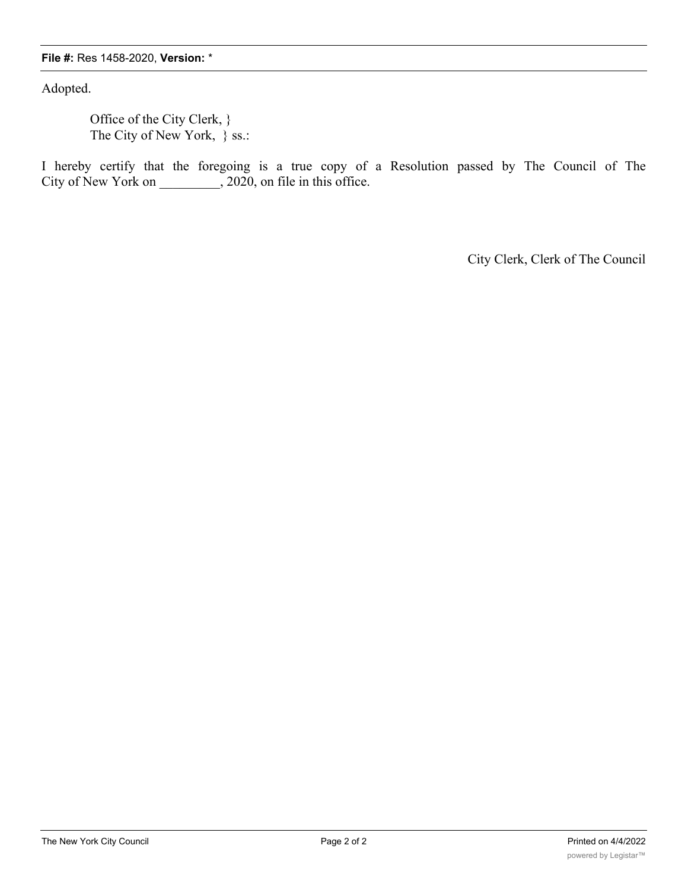Adopted.

Office of the City Clerk, }
The City of New York, } ss.:

I hereby certify that the foregoing is a true copy of a Resolution passed by The Council of The City of New York on _________, 2020, on file in this office.

City Clerk, Clerk of The Council